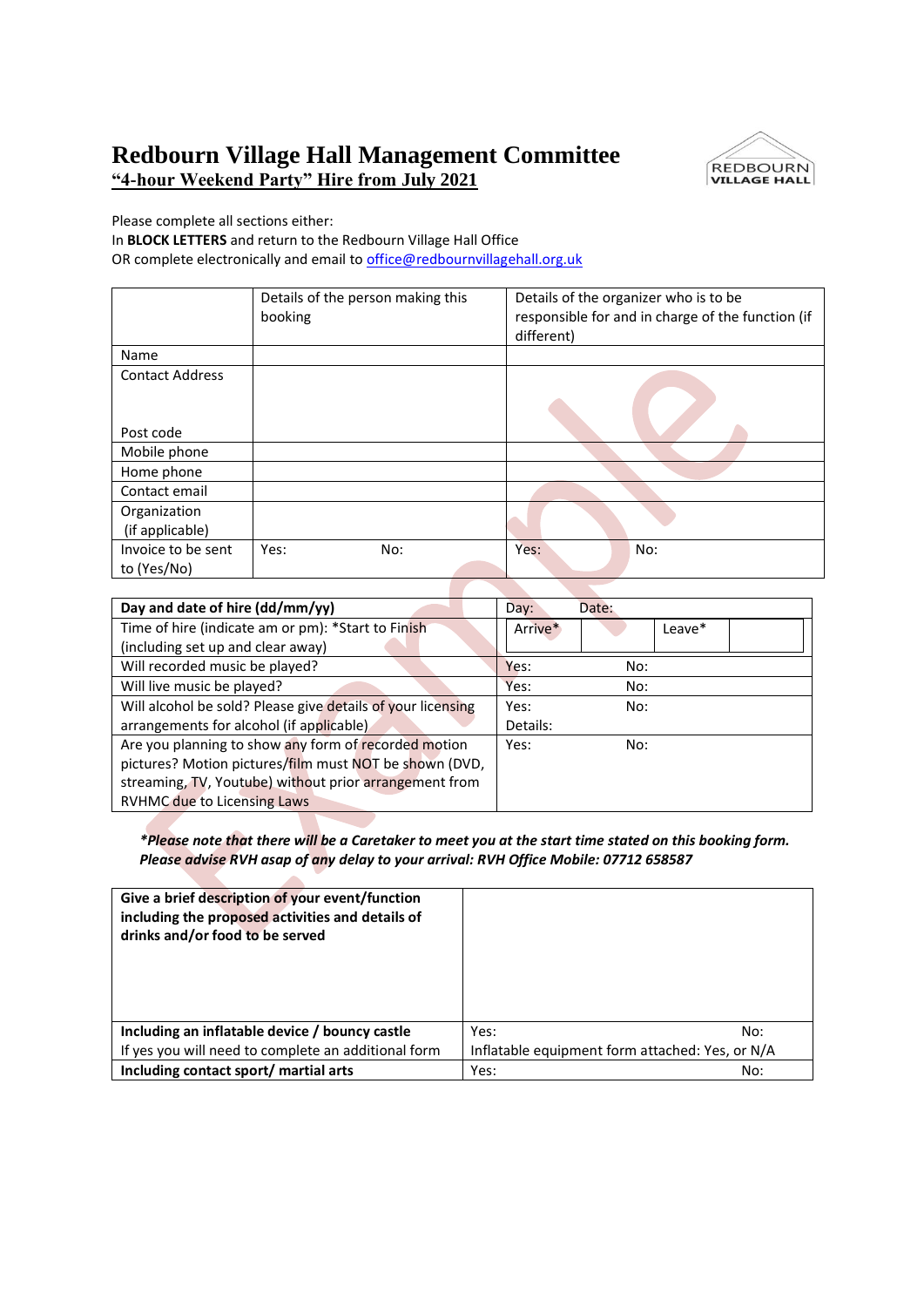# Redbourn Village Hall Management Committee

## "4-hour Weekend Party" Hire from July 2021

REDBOURN VILLAGE HALL

Please complete all sections either:
In **BLOCK LETTERS** and return to the Redbourn Village Hall Office
OR complete electronically and email to office@redbournvillagehall.org.uk

| | Details of the person making this booking | Details of the organizer who is to be responsible for and in charge of the function (if different) |
|---|---|---|
| Name | | |
| Contact Address<br><br>Post code | | |
| Mobile phone | | |
| Home phone | | |
| Contact email | | |
| Organization (if applicable) | | |
| Invoice to be sent to (Yes/No) | Yes: No: | Yes: No: |

| **Day and date of hire (dd/mm/yy)** | Day: Date: |
|---|---|
| Time of hire (indicate am or pm): *Start to Finish (including set up and clear away) | Arrive* Leave* |
| Will recorded music be played? | Yes: No: |
| Will live music be played? | Yes: No: |
| Will alcohol be sold? Please give details of your licensing arrangements for alcohol (if applicable) | Yes: No:<br>Details: |
| Are you planning to show any form of recorded motion pictures? Motion pictures/film must NOT be shown (DVD, streaming, TV, Youtube) without prior arrangement from RVHMC due to Licensing Laws | Yes: No: |

***Please note that there will be a Caretaker to meet you at the start time stated on this booking form. Please advise RVH asap of any delay to your arrival: RVH Office Mobile: 07712 658587***

| **Give a brief description of your event/function including the proposed activities and details of drinks and/or food to be served** | |
|---|---|
| **Including an inflatable device / bouncy castle**<br>If yes you will need to complete an additional form | Yes: No:<br>Inflatable equipment form attached: Yes, or N/A |
| **Including contact sport/ martial arts** | Yes: No: |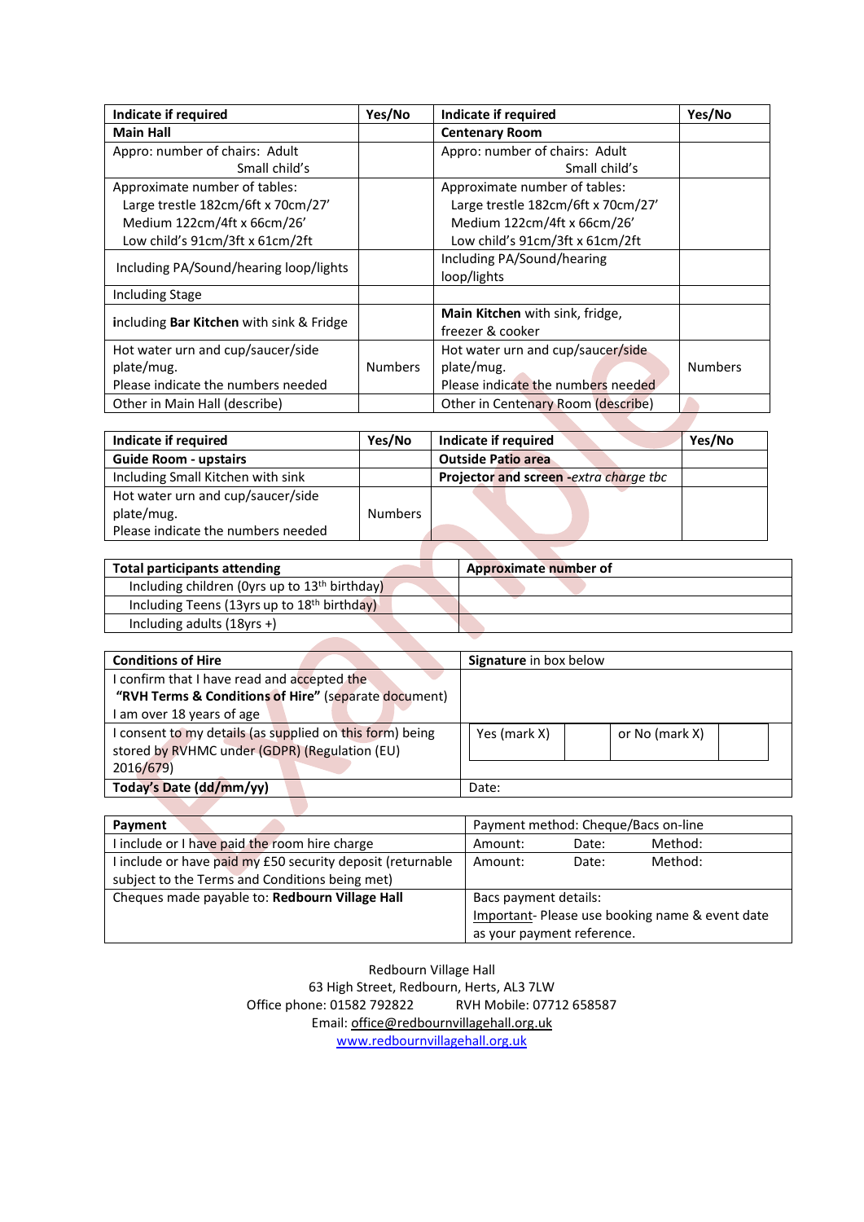| Indicate if required | Yes/No | Indicate if required | Yes/No |
|---|---|---|---|
| **Main Hall** | | **Centenary Room** | |
| Appro: number of chairs: Adult<br>Small child's | | Appro: number of chairs: Adult<br>Small child's | |
| Approximate number of tables:<br>Large trestle 182cm/6ft x 70cm/27'<br>Medium 122cm/4ft x 66cm/26'<br>Low child's 91cm/3ft x 61cm/2ft | | Approximate number of tables:<br>Large trestle 182cm/6ft x 70cm/27'<br>Medium 122cm/4ft x 66cm/26'<br>Low child's 91cm/3ft x 61cm/2ft | |
| Including PA/Sound/hearing loop/lights | | Including PA/Sound/hearing loop/lights | |
| Including Stage | | | |
| including **Bar Kitchen** with sink & Fridge | | **Main Kitchen** with sink, fridge, freezer & cooker | |
| Hot water urn and cup/saucer/side plate/mug.<br>Please indicate the numbers needed | Numbers | Hot water urn and cup/saucer/side plate/mug.<br>Please indicate the numbers needed | Numbers |
| Other in Main Hall (describe) | | Other in Centenary Room (describe) | |

| Indicate if required | Yes/No | Indicate if required | Yes/No |
|---|---|---|---|
| **Guide Room - upstairs** | | **Outside Patio area** | |
| Including Small Kitchen with sink | | **Projector and screen** -*extra charge tbc* | |
| Hot water urn and cup/saucer/side plate/mug.<br>Please indicate the numbers needed | Numbers | | |

| **Total participants attending** | **Approximate number of** |
|---|---|
| Including children (0yrs up to 13th birthday) | |
| Including Teens (13yrs up to 18th birthday) | |
| Including adults (18yrs +) | |

| **Conditions of Hire** | **Signature** in box below |
|---|---|
| I confirm that I have read and accepted the **"RVH Terms & Conditions of Hire"** (separate document)<br>I am over 18 years of age | |
| I consent to my details (as supplied on this form) being stored by RVHMC under (GDPR) (Regulation (EU) 2016/679) | Yes (mark X) &nbsp;&nbsp;&nbsp; or No (mark X) |
| **Today's Date (dd/mm/yy)** | Date: |

| **Payment** | Payment method: Cheque/Bacs on-line |
|---|---|
| I include or I have paid the room hire charge | Amount: Date: Method: |
| I include or have paid my £50 security deposit (returnable subject to the Terms and Conditions being met) | Amount: Date: Method: |
| Cheques made payable to: **Redbourn Village Hall** | Bacs payment details:<br>Important- Please use booking name & event date as your payment reference. |

Redbourn Village Hall
63 High Street, Redbourn, Herts, AL3 7LW
Office phone: 01582 792822 RVH Mobile: 07712 658587
Email: office@redbournvillagehall.org.uk
www.redbournvillagehall.org.uk